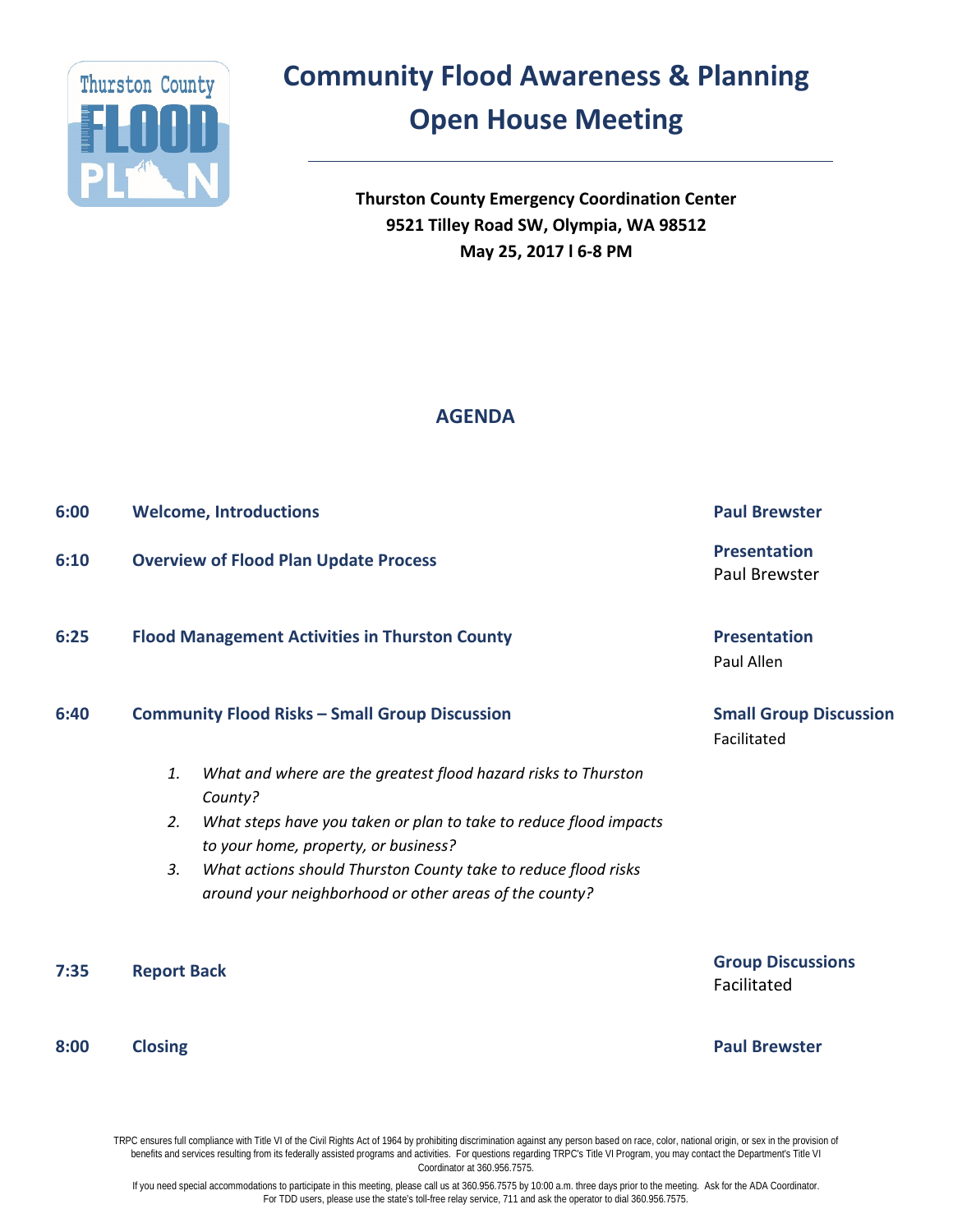# Community Flood Awareness & Planning Open House Meeting

**Thurston County Emergency Coordination Center**
**9521 Tilley Road SW, Olympia, WA 98512**
**May 25, 2017 l 6-8 PM**

## AGENDA

| | | |
|---|---|---|
| **6:00** | **Welcome, Introductions** | **Paul Brewster** |
| **6:10** | **Overview of Flood Plan Update Process** | **Presentation** Paul Brewster |
| **6:25** | **Flood Management Activities in Thurston County** | **Presentation** Paul Allen |
| **6:40** | **Community Flood Risks – Small Group Discussion** | **Small Group Discussion** Facilitated |

1. *What and where are the greatest flood hazard risks to Thurston County?*
2. *What steps have you taken or plan to take to reduce flood impacts to your home, property, or business?*
3. *What actions should Thurston County take to reduce flood risks around your neighborhood or other areas of the county?*

| | | |
|---|---|---|
| **7:35** | **Report Back** | **Group Discussions** Facilitated |
| **8:00** | **Closing** | **Paul Brewster** |

TRPC ensures full compliance with Title VI of the Civil Rights Act of 1964 by prohibiting discrimination against any person based on race, color, national origin, or sex in the provision of benefits and services resulting from its federally assisted programs and activities. For questions regarding TRPC's Title VI Program, you may contact the Department's Title VI Coordinator at 360.956.7575.

If you need special accommodations to participate in this meeting, please call us at 360.956.7575 by 10:00 a.m. three days prior to the meeting. Ask for the ADA Coordinator. For TDD users, please use the state's toll-free relay service, 711 and ask the operator to dial 360.956.7575.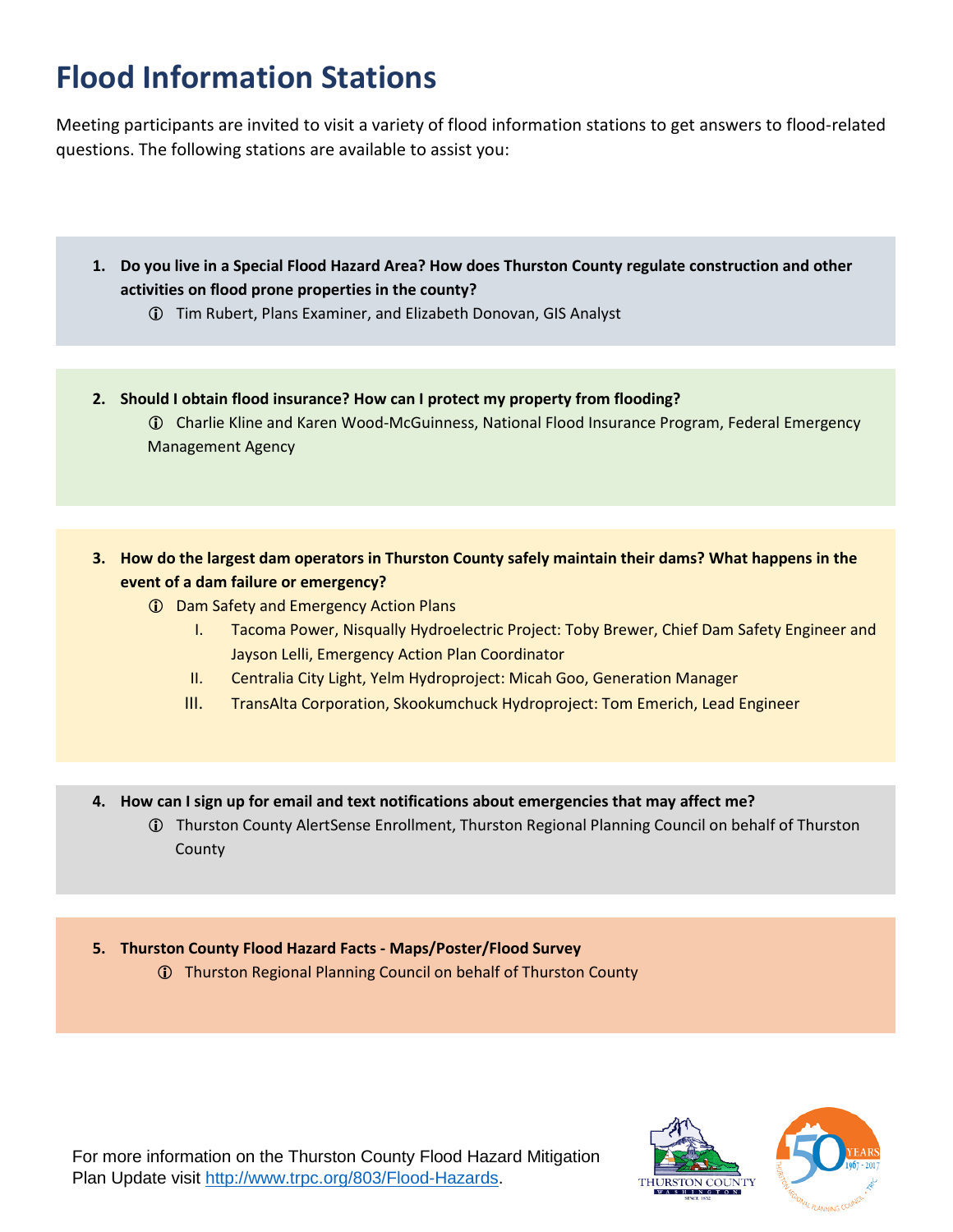# Flood Information Stations

Meeting participants are invited to visit a variety of flood information stations to get answers to flood-related questions. The following stations are available to assist you:

1. **Do you live in a Special Flood Hazard Area? How does Thurston County regulate construction and other activities on flood prone properties in the county?**
   - ⓘ Tim Rubert, Plans Examiner, and Elizabeth Donovan, GIS Analyst

2. **Should I obtain flood insurance? How can I protect my property from flooding?**
   - ⓘ Charlie Kline and Karen Wood-McGuinness, National Flood Insurance Program, Federal Emergency Management Agency

3. **How do the largest dam operators in Thurston County safely maintain their dams? What happens in the event of a dam failure or emergency?**
   - ⓘ Dam Safety and Emergency Action Plans
     - I. Tacoma Power, Nisqually Hydroelectric Project: Toby Brewer, Chief Dam Safety Engineer and Jayson Lelli, Emergency Action Plan Coordinator
     - II. Centralia City Light, Yelm Hydroproject: Micah Goo, Generation Manager
     - III. TransAlta Corporation, Skookumchuck Hydroproject: Tom Emerich, Lead Engineer

4. **How can I sign up for email and text notifications about emergencies that may affect me?**
   - ⓘ Thurston County AlertSense Enrollment, Thurston Regional Planning Council on behalf of Thurston County

5. **Thurston County Flood Hazard Facts - Maps/Poster/Flood Survey**
   - ⓘ Thurston Regional Planning Council on behalf of Thurston County

For more information on the Thurston County Flood Hazard Mitigation Plan Update visit http://www.trpc.org/803/Flood-Hazards.

THURSTON COUNTY WASHINGTON SINCE 1852

50 YEARS 1967 - 2017 THURSTON REGIONAL PLANNING COUNCIL • TRPC